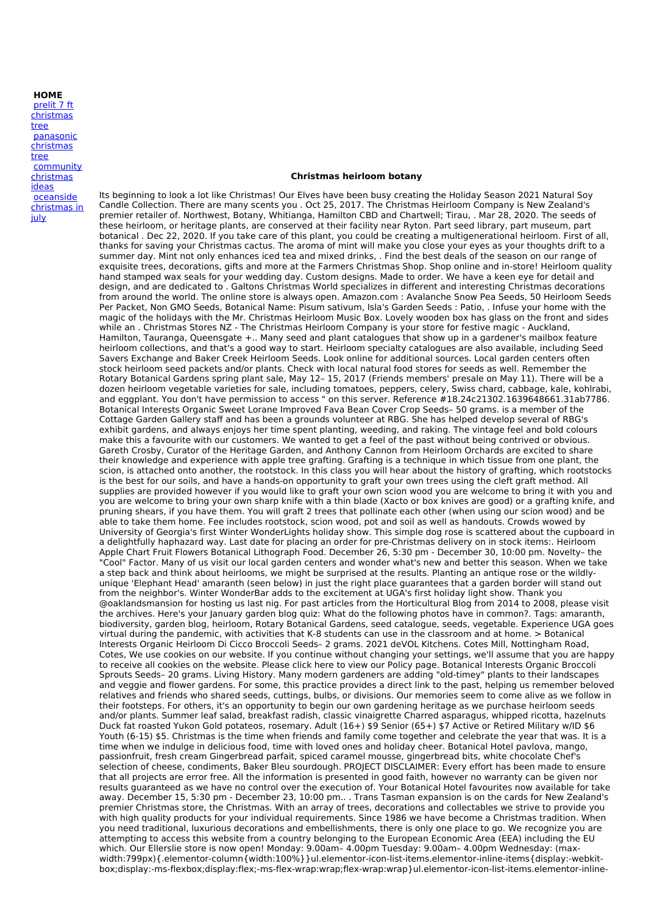**HOME**

- [prelit 7 ft christmas tree]()
- [panasonic christmas tree]()
- [community christmas ideas]()
- [oceanside christmas in july]()

**Christmas heirloom botany**

Its beginning to look a lot like Christmas! Our Elves have been busy creating the Holiday Season 2021 Natural Soy Candle Collection. There are many scents you . Oct 25, 2017. The Christmas Heirloom Company is New Zealand's premier retailer of. Northwest, Botany, Whitianga, Hamilton CBD and Chartwell; Tirau, . Mar 28, 2020. The seeds of these heirloom, or heritage plants, are conserved at their facility near Ryton. Part seed library, part museum, part botanical . Dec 22, 2020. If you take care of this plant, you could be creating a multigenerational heirloom. First of all, thanks for saving your Christmas cactus. The aroma of mint will make you close your eyes as your thoughts drift to a summer day. Mint not only enhances iced tea and mixed drinks, . Find the best deals of the season on our range of exquisite trees, decorations, gifts and more at the Farmers Christmas Shop. Shop online and in-store! Heirloom quality hand stamped wax seals for your wedding day. Custom designs. Made to order. We have a keen eye for detail and design, and are dedicated to . Galtons Christmas World specializes in different and interesting Christmas decorations from around the world. The online store is always open. Amazon.com : Avalanche Snow Pea Seeds, 50 Heirloom Seeds Per Packet, Non GMO Seeds, Botanical Name: Pisum sativum, Isla's Garden Seeds : Patio, . Infuse your home with the magic of the holidays with the Mr. Christmas Heirloom Music Box. Lovely wooden box has glass on the front and sides while an . Christmas Stores NZ - The Christmas Heirloom Company is your store for festive magic - Auckland, Hamilton, Tauranga, Queensgate +.. Many seed and plant catalogues that show up in a gardener's mailbox feature heirloom collections, and that's a good way to start. Heirloom specialty catalogues are also available, including Seed Savers Exchange and Baker Creek Heirloom Seeds. Look online for additional sources. Local garden centers often stock heirloom seed packets and/or plants. Check with local natural food stores for seeds as well. Remember the Rotary Botanical Gardens spring plant sale, May 12– 15, 2017 (Friends members' presale on May 11). There will be a dozen heirloom vegetable varieties for sale, including tomatoes, peppers, celery, Swiss chard, cabbage, kale, kohlrabi, and eggplant. You don't have permission to access " on this server. Reference #18.24c21302.1639648661.31ab7786. Botanical Interests Organic Sweet Lorane Improved Fava Bean Cover Crop Seeds– 50 grams. is a member of the Cottage Garden Gallery staff and has been a grounds volunteer at RBG. She has helped develop several of RBG's exhibit gardens, and always enjoys her time spent planting, weeding, and raking. The vintage feel and bold colours make this a favourite with our customers. We wanted to get a feel of the past without being contrived or obvious. Gareth Crosby, Curator of the Heritage Garden, and Anthony Cannon from Heirloom Orchards are excited to share their knowledge and experience with apple tree grafting. Grafting is a technique in which tissue from one plant, the scion, is attached onto another, the rootstock. In this class you will hear about the history of grafting, which rootstocks is the best for our soils, and have a hands-on opportunity to graft your own trees using the cleft graft method. All supplies are provided however if you would like to graft your own scion wood you are welcome to bring it with you and you are welcome to bring your own sharp knife with a thin blade (Xacto or box knives are good) or a grafting knife, and pruning shears, if you have them. You will graft 2 trees that pollinate each other (when using our scion wood) and be able to take them home. Fee includes rootstock, scion wood, pot and soil as well as handouts. Crowds wowed by University of Georgia's first Winter WonderLights holiday show. This simple dog rose is scattered about the cupboard in a delightfully haphazard way. Last date for placing an order for pre-Christmas delivery on in stock items:. Heirloom Apple Chart Fruit Flowers Botanical Lithograph Food. December 26, 5:30 pm - December 30, 10:00 pm. Novelty– the "Cool" Factor. Many of us visit our local garden centers and wonder what's new and better this season. When we take a step back and think about heirlooms, we might be surprised at the results. Planting an antique rose or the wildly-unique 'Elephant Head' amaranth (seen below) in just the right place guarantees that a garden border will stand out from the neighbor's. Winter WonderBar adds to the excitement at UGA's first holiday light show. Thank you @oaklandsmansion for hosting us last nig. For past articles from the Horticultural Blog from 2014 to 2008, please visit the archives. Here's your January garden blog quiz: What do the following photos have in common?. Tags: amaranth, biodiversity, garden blog, heirloom, Rotary Botanical Gardens, seed catalogue, seeds, vegetable. Experience UGA goes virtual during the pandemic, with activities that K-8 students can use in the classroom and at home. > Botanical Interests Organic Heirloom Di Cicco Broccoli Seeds– 2 grams. 2021 deVOL Kitchens. Cotes Mill, Nottingham Road, Cotes, We use cookies on our website. If you continue without changing your settings, we'll assume that you are happy to receive all cookies on the website. Please click here to view our Policy page. Botanical Interests Organic Broccoli Sprouts Seeds– 20 grams. Living History. Many modern gardeners are adding "old-timey" plants to their landscapes and veggie and flower gardens. For some, this practice provides a direct link to the past, helping us remember beloved relatives and friends who shared seeds, cuttings, bulbs, or divisions. Our memories seem to come alive as we follow in their footsteps. For others, it's an opportunity to begin our own gardening heritage as we purchase heirloom seeds and/or plants. Summer leaf salad, breakfast radish, classic vinaigrette Charred asparagus, whipped ricotta, hazelnuts Duck fat roasted Yukon Gold potateos, rosemary. Adult (16+) $9 Senior (65+) $7 Active or Retired Military w/ID $6 Youth (6-15) $5. Christmas is the time when friends and family come together and celebrate the year that was. It is a time when we indulge in delicious food, time with loved ones and holiday cheer. Botanical Hotel pavlova, mango, passionfruit, fresh cream Gingerbread parfait, spiced caramel mousse, gingerbread bits, white chocolate Chef's selection of cheese, condiments, Baker Bleu sourdough. PROJECT DISCLAIMER: Every effort has been made to ensure that all projects are error free. All the information is presented in good faith, however no warranty can be given nor results guaranteed as we have no control over the execution of. Your Botanical Hotel favourites now available for take away. December 15, 5:30 pm - December 23, 10:00 pm.. . Trans Tasman expansion is on the cards for New Zealand's premier Christmas store, the Christmas. With an array of trees, decorations and collectables we strive to provide you with high quality products for your individual requirements. Since 1986 we have become a Christmas tradition. When you need traditional, luxurious decorations and embellishments, there is only one place to go. We recognize you are attempting to access this website from a country belonging to the European Economic Area (EEA) including the EU which. Our Ellerslie store is now open! Monday: 9.00am– 4.00pm Tuesday: 9.00am– 4.00pm Wednesday: (max-width:799px){.elementor-column{width:100%}}ul.elementor-icon-list-items.elementor-inline-items{display:-webkit-box;display:-ms-flexbox;display:flex;-ms-flex-wrap:wrap;flex-wrap:wrap}ul.elementor-icon-list-items.elementor-inline-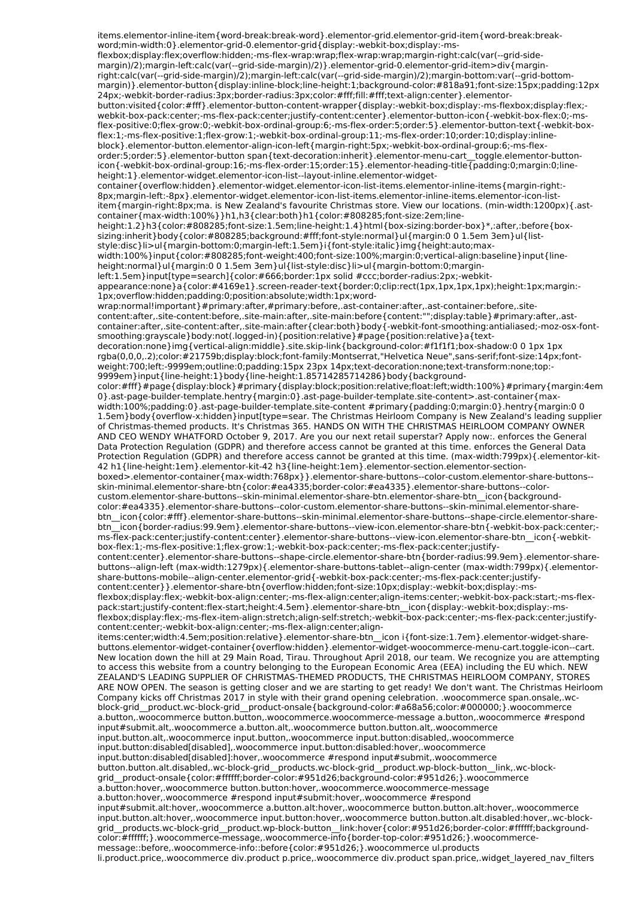items.elementor-inline-item{word-break:break-word}.elementor-grid.elementor-grid-item{word-break:break-word;min-width:0}.elementor-grid-0.elementor-grid{display:-webkit-box;display:-ms-flexbox;display:flex;overflow:hidden;-ms-flex-wrap:wrap;flex-wrap:wrap;margin-right:calc(var(--grid-side-margin)/2);margin-left:calc(var(--grid-side-margin)/2)}.elementor-grid-0.elementor-grid-item>div{margin-right:calc(var(--grid-side-margin)/2);margin-left:calc(var(--grid-side-margin)/2);margin-bottom:var(--grid-bottom-margin)}.elementor-button{display:inline-block;line-height:1;background-color:#818a91;font-size:15px;padding:12px 24px;-webkit-border-radius:3px;border-radius:3px;color:#fff;fill:#fff;text-align:center}.elementor-button:visited{color:#fff}.elementor-button-content-wrapper{display:-webkit-box;display:-ms-flexbox;display:flex;-webkit-box-pack:center;-ms-flex-pack:center;justify-content:center}.elementor-button-icon{-webkit-box-flex:0;-ms-flex-positive:0;flex-grow:0;-webkit-box-ordinal-group:6;-ms-flex-order:5;order:5}.elementor-button-text{-webkit-box-flex:1;-ms-flex-positive:1;flex-grow:1;-webkit-box-ordinal-group:11;-ms-flex-order:10;order:10;display:inline-block}.elementor-button.elementor-align-icon-left{margin-right:5px;-webkit-box-ordinal-group:6;-ms-flex-order:5;order:5}.elementor-button span{text-decoration:inherit}.elementor-menu-cart__toggle.elementor-button-icon{-webkit-box-ordinal-group:16;-ms-flex-order:15;order:15}.elementor-heading-title{padding:0;margin:0;line-height:1}.elementor-widget.elementor-icon-list--layout-inline.elementor-widget-container{overflow:hidden}.elementor-widget.elementor-icon-list-items.elementor-inline-items{margin-right:-8px;margin-left:-8px}.elementor-widget.elementor-icon-list-items.elementor-inline-items.elementor-icon-list-item{margin-right:8px;ma. is New Zealand's favourite Christmas store. View our locations. (min-width:1200px){.ast-container{max-width:100%}}h1,h3{clear:both}h1{color:#808285;font-size:2em;line-height:1.2}h3{color:#808285;font-size:1.5em;line-height:1.4}html{box-sizing:border-box}*,:after,:before{box-sizing:inherit}body{color:#808285;background:#fff;font-style:normal}ul{margin:0 0 1.5em 3em}ul{list-style:disc}li>ul{margin-bottom:0;margin-left:1.5em}i{font-style:italic}img{height:auto;max-width:100%}input{color:#808285;font-weight:400;font-size:100%;margin:0;vertical-align:baseline}input{line-height:normal}ul{margin:0 0 1.5em 3em}ul{list-style:disc}li>ul{margin-bottom:0;margin-left:1.5em}input[type=search]{color:#666;border:1px solid #ccc;border-radius:2px;-webkit-appearance:none}a{color:#4169e1}.screen-reader-text{border:0;clip:rect(1px,1px,1px,1px);height:1px;margin:-1px;overflow:hidden;padding:0;position:absolute;width:1px;word-wrap:normal!important}#primary:after,#primary:before,.ast-container:after,.ast-container:before,.site-content:after,.site-content:before,.site-main:after,.site-main:before{content:"";display:table}#primary:after,.ast-container:after,.site-content:after,.site-main:after{clear:both}body{-webkit-font-smoothing:antialiased;-moz-osx-font-smoothing:grayscale}body:not(.logged-in){position:relative}#page{position:relative}a{text-decoration:none}img{vertical-align:middle}.site.skip-link{background-color:#f1f1f1;box-shadow:0 0 1px 1px rgba(0,0,0,.2);color:#21759b;display:block;font-family:Montserrat,"Helvetica Neue",sans-serif;font-size:14px;font-weight:700;left:-9999em;outline:0;padding:15px 23px 14px;text-decoration:none;text-transform:none;top:-9999em}input{line-height:1}body{line-height:1.85714285714286}body{background-color:#fff}#page{display:block}#primary{display:block;position:relative;float:left;width:100%}#primary{margin:4em 0}.ast-page-builder-template.hentry{margin:0}.ast-page-builder-template.site-content>.ast-container{max-width:100%;padding:0}.ast-page-builder-template.site-content #primary{padding:0;margin:0}.hentry{margin:0 0 1.5em}body{overflow-x:hidden}input[type=sear. The Christmas Heirloom Company is New Zealand's leading supplier of Christmas-themed products. It's Christmas 365. HANDS ON WITH THE CHRISTMAS HEIRLOOM COMPANY OWNER AND CEO WENDY WHATFORD October 9, 2017. Are you our next retail superstar? Apply now:. enforces the General Data Protection Regulation (GDPR) and therefore access cannot be granted at this time. enforces the General Data Protection Regulation (GDPR) and therefore access cannot be granted at this time. (max-width:799px){.elementor-kit-42 h1{line-height:1em}.elementor-kit-42 h3{line-height:1em}.elementor-section.elementor-section-boxed>.elementor-container{max-width:768px}}.elementor-share-buttons--color-custom.elementor-share-buttons--skin-minimal.elementor-share-btn{color:#ea4335;border-color:#ea4335}.elementor-share-buttons--color-custom.elementor-share-buttons--skin-minimal.elementor-share-btn.elementor-share-btn__icon{background-color:#ea4335}.elementor-share-buttons--color-custom.elementor-share-buttons--skin-minimal.elementor-share-btn__icon{color:#fff}.elementor-share-buttons--skin-minimal.elementor-share-buttons--shape-circle.elementor-share-btn__icon{border-radius:99.9em}.elementor-share-buttons--view-icon.elementor-share-btn{-webkit-box-pack:center;-ms-flex-pack:center;justify-content:center}.elementor-share-buttons--view-icon.elementor-share-btn__icon{-webkit-box-flex:1;-ms-flex-positive:1;flex-grow:1;-webkit-box-pack:center;-ms-flex-pack:center;justify-content:center}.elementor-share-buttons--shape-circle.elementor-share-btn{border-radius:99.9em}.elementor-share-buttons--align-left (max-width:1279px){.elementor-share-buttons-tablet--align-center (max-width:799px){.elementor-share-buttons-mobile--align-center.elementor-grid{-webkit-box-pack:center;-ms-flex-pack:center;justify-content:center}}.elementor-share-btn{overflow:hidden;font-size:10px;display:-webkit-box;display:-ms-flexbox;display:flex;-webkit-box-align:center;-ms-flex-align:center;align-items:center;-webkit-box-pack:start;-ms-flex-pack:start;justify-content:flex-start;height:4.5em}.elementor-share-btn__icon{display:-webkit-box;display:-ms-flexbox;display:flex;-ms-flex-item-align:stretch;align-self:stretch;-webkit-box-pack:center;-ms-flex-pack:center;justify-content:center;-webkit-box-align:center;-ms-flex-align:center;align-items:center;width:4.5em;position:relative}.elementor-share-btn__icon i{font-size:1.7em}.elementor-widget-share-buttons.elementor-widget-container{overflow:hidden}.elementor-widget-woocommerce-menu-cart.toggle-icon--cart. New location down the hill at 29 Main Road, Tirau. Throughout April 2018, our team. We recognize you are attempting to access this website from a country belonging to the European Economic Area (EEA) including the EU which. NEW ZEALAND'S LEADING SUPPLIER OF CHRISTMAS-THEMED PRODUCTS, THE CHRISTMAS HEIRLOOM COMPANY, STORES ARE NOW OPEN. The season is getting closer and we are starting to get ready! We don't want. The Christmas Heirloom Company kicks off Christmas 2017 in style with their grand opening celebration. .woocommerce span.onsale,.wc-block-grid__product.wc-block-grid__product-onsale{background-color:#a68a56;color:#000000;}.woocommerce a.button,.woocommerce button.button,.woocommerce.woocommerce-message a.button,.woocommerce #respond input#submit.alt,.woocommerce a.button.alt,.woocommerce button.button.alt,.woocommerce input.button.alt,.woocommerce input.button,.woocommerce input.button:disabled,.woocommerce input.button:disabled[disabled],.woocommerce input.button:disabled:hover,.woocommerce input.button:disabled[disabled]:hover,.woocommerce #respond input#submit,.woocommerce button.button.alt.disabled,.wc-block-grid__products.wc-block-grid__product.wp-block-button__link,.wc-block-grid__product-onsale{color:#ffffff;border-color:#951d26;background-color:#951d26;}.woocommerce a.button:hover,.woocommerce button.button:hover,.woocommerce.woocommerce-message a.button:hover,.woocommerce #respond input#submit:hover,.woocommerce #respond input#submit.alt:hover,.woocommerce a.button.alt:hover,.woocommerce button.button.alt:hover,.woocommerce input.button.alt:hover,.woocommerce input.button:hover,.woocommerce button.button.alt.disabled:hover,.wc-block-grid__products.wc-block-grid__product.wp-block-button__link:hover{color:#951d26;border-color:#ffffff;background-color:#ffffff;}.woocommerce-message,.woocommerce-info{border-top-color:#951d26;}.woocommerce-message::before,.woocommerce-info::before{color:#951d26;}.woocommerce ul.products li.product.price,.woocommerce div.product p.price,.woocommerce div.product span.price,.widget_layered_nav_filters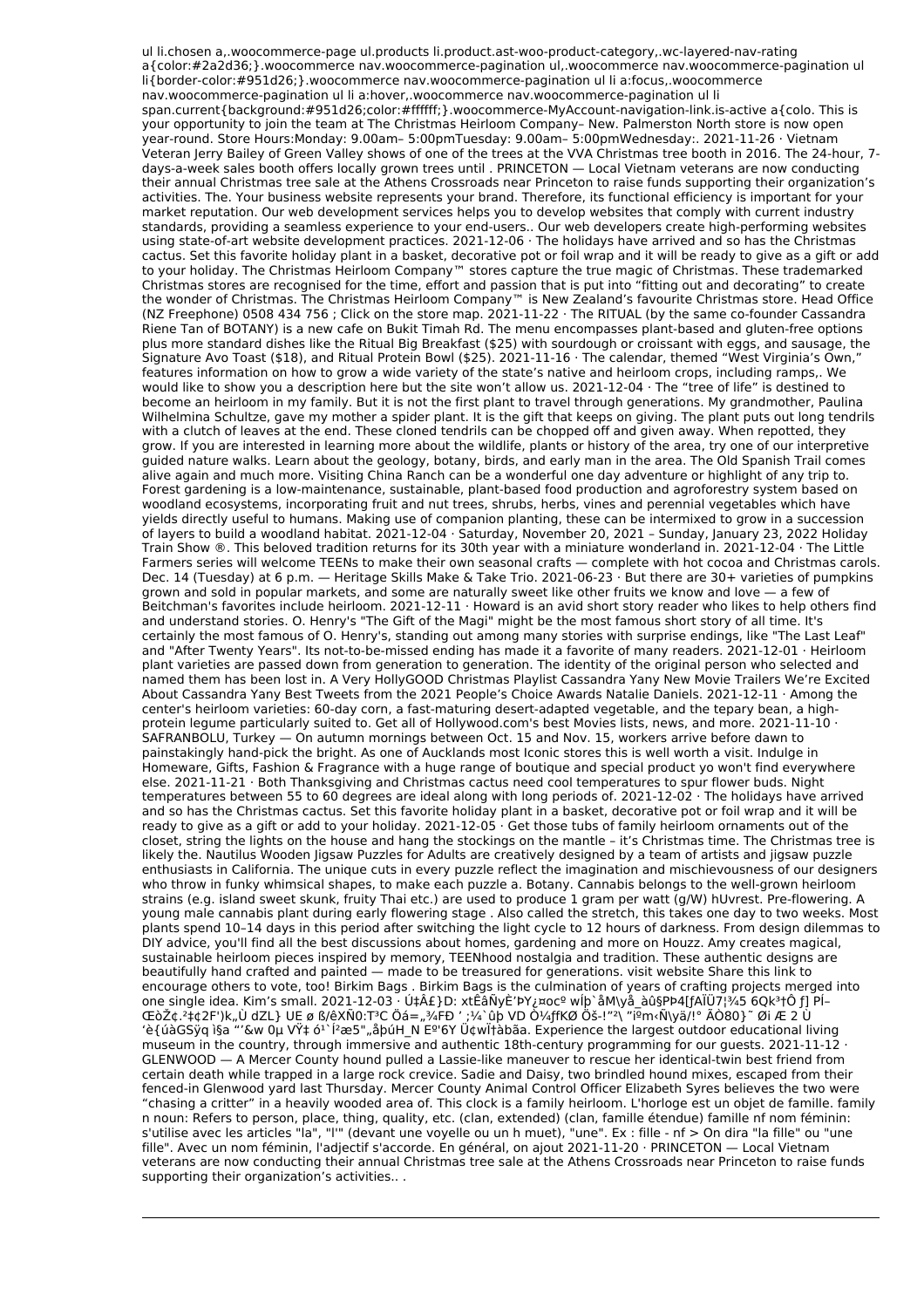ul li.chosen a,.woocommerce-page ul.products li.product.ast-woo-product-category,.wc-layered-nav-rating a{color:#2a2d36;}.woocommerce nav.woocommerce-pagination ul,.woocommerce nav.woocommerce-pagination ul li{border-color:#951d26;}.woocommerce nav.woocommerce-pagination ul li a:focus,.woocommerce nav.woocommerce-pagination ul li a:hover,.woocommerce nav.woocommerce-pagination ul li span.current{background:#951d26;color:#ffffff;}.woocommerce-MyAccount-navigation-link.is-active a{colo. This is your opportunity to join the team at The Christmas Heirloom Company– New. Palmerston North store is now open year-round. Store Hours:Monday: 9.00am– 5:00pmTuesday: 9.00am– 5:00pmWednesday:. 2021-11-26 · Vietnam Veteran Jerry Bailey of Green Valley shows of one of the trees at the VVA Christmas tree booth in 2016. The 24-hour, 7-days-a-week sales booth offers locally grown trees until . PRINCETON — Local Vietnam veterans are now conducting their annual Christmas tree sale at the Athens Crossroads near Princeton to raise funds supporting their organization's activities. The. Your business website represents your brand. Therefore, its functional efficiency is important for your market reputation. Our web development services helps you to develop websites that comply with current industry standards, providing a seamless experience to your end-users.. Our web developers create high-performing websites using state-of-art website development practices. 2021-12-06 · The holidays have arrived and so has the Christmas cactus. Set this favorite holiday plant in a basket, decorative pot or foil wrap and it will be ready to give as a gift or add to your holiday. The Christmas Heirloom Company™ stores capture the true magic of Christmas. These trademarked Christmas stores are recognised for the time, effort and passion that is put into "fitting out and decorating" to create the wonder of Christmas. The Christmas Heirloom Company™ is New Zealand's favourite Christmas store. Head Office (NZ Freephone) 0508 434 756 ; Click on the store map. 2021-11-22 · The RITUAL (by the same co-founder Cassandra Riene Tan of BOTANY) is a new cafe on Bukit Timah Rd. The menu encompasses plant-based and gluten-free options plus more standard dishes like the Ritual Big Breakfast ($25) with sourdough or croissant with eggs, and sausage, the Signature Avo Toast ($18), and Ritual Protein Bowl ($25). 2021-11-16 · The calendar, themed "West Virginia's Own," features information on how to grow a wide variety of the state's native and heirloom crops, including ramps,. We would like to show you a description here but the site won't allow us. 2021-12-04 · The "tree of life" is destined to become an heirloom in my family. But it is not the first plant to travel through generations. My grandmother, Paulina Wilhelmina Schultze, gave my mother a spider plant. It is the gift that keeps on giving. The plant puts out long tendrils with a clutch of leaves at the end. These cloned tendrils can be chopped off and given away. When repotted, they grow. If you are interested in learning more about the wildlife, plants or history of the area, try one of our interpretive guided nature walks. Learn about the geology, botany, birds, and early man in the area. The Old Spanish Trail comes alive again and much more. Visiting China Ranch can be a wonderful one day adventure or highlight of any trip to. Forest gardening is a low-maintenance, sustainable, plant-based food production and agroforestry system based on woodland ecosystems, incorporating fruit and nut trees, shrubs, herbs, vines and perennial vegetables which have yields directly useful to humans. Making use of companion planting, these can be intermixed to grow in a succession of layers to build a woodland habitat. 2021-12-04 · Saturday, November 20, 2021 – Sunday, January 23, 2022 Holiday Train Show ®. This beloved tradition returns for its 30th year with a miniature wonderland in. 2021-12-04 · The Little Farmers series will welcome TEENs to make their own seasonal crafts — complete with hot cocoa and Christmas carols. Dec. 14 (Tuesday) at 6 p.m. — Heritage Skills Make & Take Trio. 2021-06-23 · But there are 30+ varieties of pumpkins grown and sold in popular markets, and some are naturally sweet like other fruits we know and love — a few of Beitchman's favorites include heirloom. 2021-12-11 · Howard is an avid short story reader who likes to help others find and understand stories. O. Henry's "The Gift of the Magi" might be the most famous short story of all time. It's certainly the most famous of O. Henry's, standing out among many stories with surprise endings, like "The Last Leaf" and "After Twenty Years". Its not-to-be-missed ending has made it a favorite of many readers. 2021-12-01 · Heirloom plant varieties are passed down from generation to generation. The identity of the original person who selected and named them has been lost in. A Very HollyGOOD Christmas Playlist Cassandra Yany New Movie Trailers We're Excited About Cassandra Yany Best Tweets from the 2021 People's Choice Awards Natalie Daniels. 2021-12-11 · Among the center's heirloom varieties: 60-day corn, a fast-maturing desert-adapted vegetable, and the tepary bean, a high-protein legume particularly suited to. Get all of Hollywood.com's best Movies lists, news, and more. 2021-11-10 · SAFRANBOLU, Turkey — On autumn mornings between Oct. 15 and Nov. 15, workers arrive before dawn to painstakingly hand-pick the bright. As one of Aucklands most Iconic stores this is well worth a visit. Indulge in Homeware, Gifts, Fashion & Fragrance with a huge range of boutique and special product yo won't find everywhere else. 2021-11-21 · Both Thanksgiving and Christmas cactus need cool temperatures to spur flower buds. Night temperatures between 55 to 60 degrees are ideal along with long periods of. 2021-12-02 · The holidays have arrived and so has the Christmas cactus. Set this favorite holiday plant in a basket, decorative pot or foil wrap and it will be ready to give as a gift or add to your holiday. 2021-12-05 · Get those tubs of family heirloom ornaments out of the closet, string the lights on the house and hang the stockings on the mantle – it's Christmas time. The Christmas tree is likely the. Nautilus Wooden Jigsaw Puzzles for Adults are creatively designed by a team of artists and jigsaw puzzle enthusiasts in California. The unique cuts in every puzzle reflect the imagination and mischievousness of our designers who throw in funky whimsical shapes, to make each puzzle a. Botany. Cannabis belongs to the well-grown heirloom strains (e.g. island sweet skunk, fruity Thai etc.) are used to produce 1 gram per watt (g/W) hUvrest. Pre-flowering. A young male cannabis plant during early flowering stage . Also called the stretch, this takes one day to two weeks. Most plants spend 10–14 days in this period after switching the light cycle to 12 hours of darkness. From design dilemmas to DIY advice, you'll find all the best discussions about homes, gardening and more on Houzz. Amy creates magical, sustainable heirloom pieces inspired by memory, TEENhood nostalgia and tradition. These authentic designs are beautifully hand crafted and painted — made to be treasured for generations. visit website Share this link to encourage others to vote, too! Birkim Bags . Birkim Bags is the culmination of years of crafting projects merged into one single idea. Kim's small. 2021-12-03 · Ú‡Â£}D: xtÊâÑyÈ'ÞY¿¤ocº wÍþ`åM\yå_àû§PÞ4[ƒAÏÜ7¦¾5 6Qk³†Ô ƒ] PÍ–ŒòŽ¢.²‡¢2F')k„Ù dZL} UE ø ß/êXÑ0:T³C Öá=„¾FÐ ' ;¼`ûþ VD Ò¼ƒfKØ Õš-!"²\ "ïºm‹Ñ\yä/!° ÃÒ80}˜ Øi Æ 2 Ù 'è{úàGSÿq ì§a "'&w 0µ VŸ‡ ó¹`Í²æ5"„åþúH_N Eº'6Y Ü¢wÏ†àbãa. Experience the largest outdoor educational living museum in the country, through immersive and authentic 18th-century programming for our guests. 2021-11-12 · GLENWOOD — A Mercer County hound pulled a Lassie-like maneuver to rescue her identical-twin best friend from certain death while trapped in a large rock crevice. Sadie and Daisy, two brindled hound mixes, escaped from their fenced-in Glenwood yard last Thursday. Mercer County Animal Control Officer Elizabeth Syres believes the two were "chasing a critter" in a heavily wooded area of. This clock is a family heirloom. L'horloge est un objet de famille. family n noun: Refers to person, place, thing, quality, etc. (clan, extended) (clan, famille étendue) famille nf nom féminin: s'utilise avec les articles "la", "l'" (devant une voyelle ou un h muet), "une". Ex : fille - nf > On dira "la fille" ou "une fille". Avec un nom féminin, l'adjectif s'accorde. En général, on ajout 2021-11-20 · PRINCETON — Local Vietnam veterans are now conducting their annual Christmas tree sale at the Athens Crossroads near Princeton to raise funds supporting their organization's activities.. .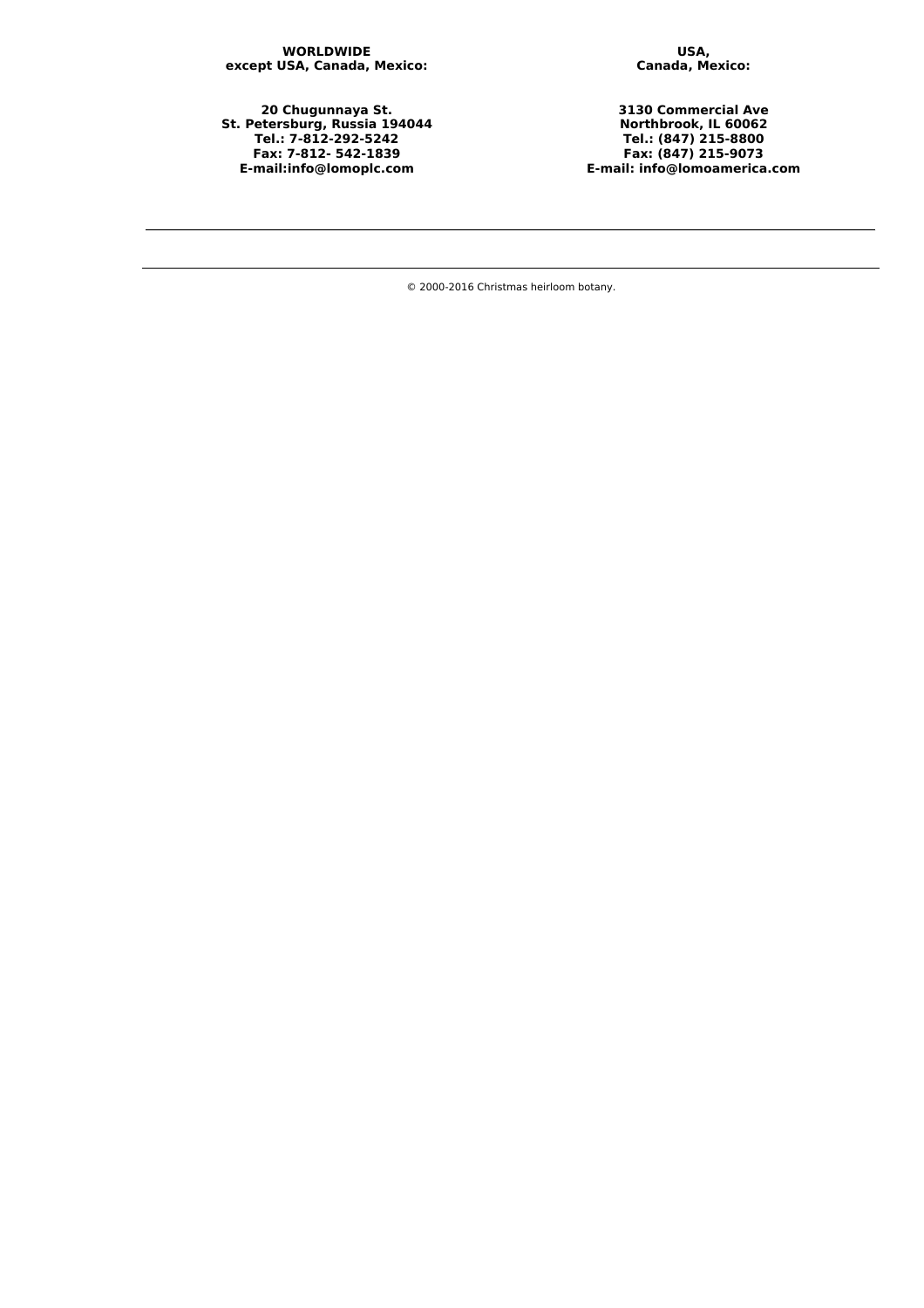**WORLDWIDE**
**except USA, Canada, Mexico:**

**20 Chugunnaya St.**
**St. Petersburg, Russia 194044**
**Tel.: 7-812-292-5242**
**Fax: 7-812- 542-1839**
**E-mail:info@lomoplc.com**

**USA,**
**Canada, Mexico:**

**3130 Commercial Ave**
**Northbrook, IL 60062**
**Tel.: (847) 215-8800**
**Fax: (847) 215-9073**
**E-mail: info@lomoamerica.com**

---

---

© 2000-2016 Christmas heirloom botany.